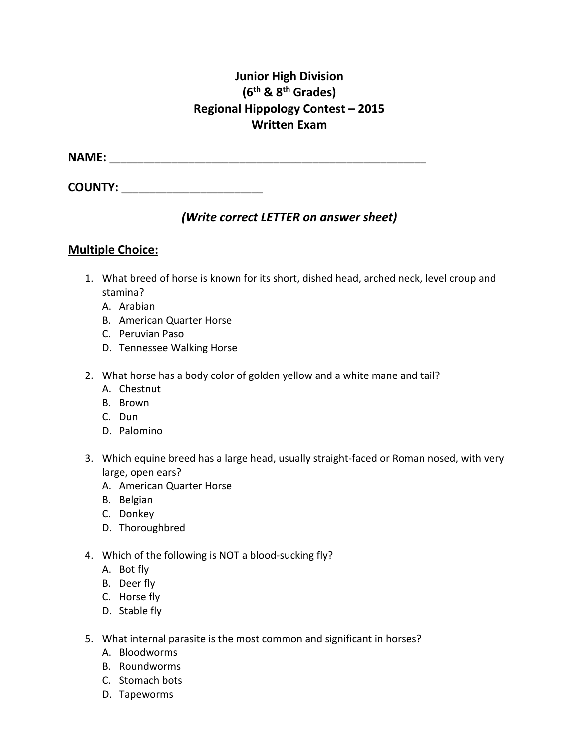**Junior High Division**
**(6th & 8th Grades)**
**Regional Hippology Contest – 2015**
**Written Exam**

**NAME:** ______________________________________________________

**COUNTY:** _______________________

***(Write correct LETTER on answer sheet)***

## Multiple Choice:

1. What breed of horse is known for its short, dished head, arched neck, level croup and stamina?
   A. Arabian
   B. American Quarter Horse
   C. Peruvian Paso
   D. Tennessee Walking Horse

2. What horse has a body color of golden yellow and a white mane and tail?
   A. Chestnut
   B. Brown
   C. Dun
   D. Palomino

3. Which equine breed has a large head, usually straight-faced or Roman nosed, with very large, open ears?
   A. American Quarter Horse
   B. Belgian
   C. Donkey
   D. Thoroughbred

4. Which of the following is NOT a blood-sucking fly?
   A. Bot fly
   B. Deer fly
   C. Horse fly
   D. Stable fly

5. What internal parasite is the most common and significant in horses?
   A. Bloodworms
   B. Roundworms
   C. Stomach bots
   D. Tapeworms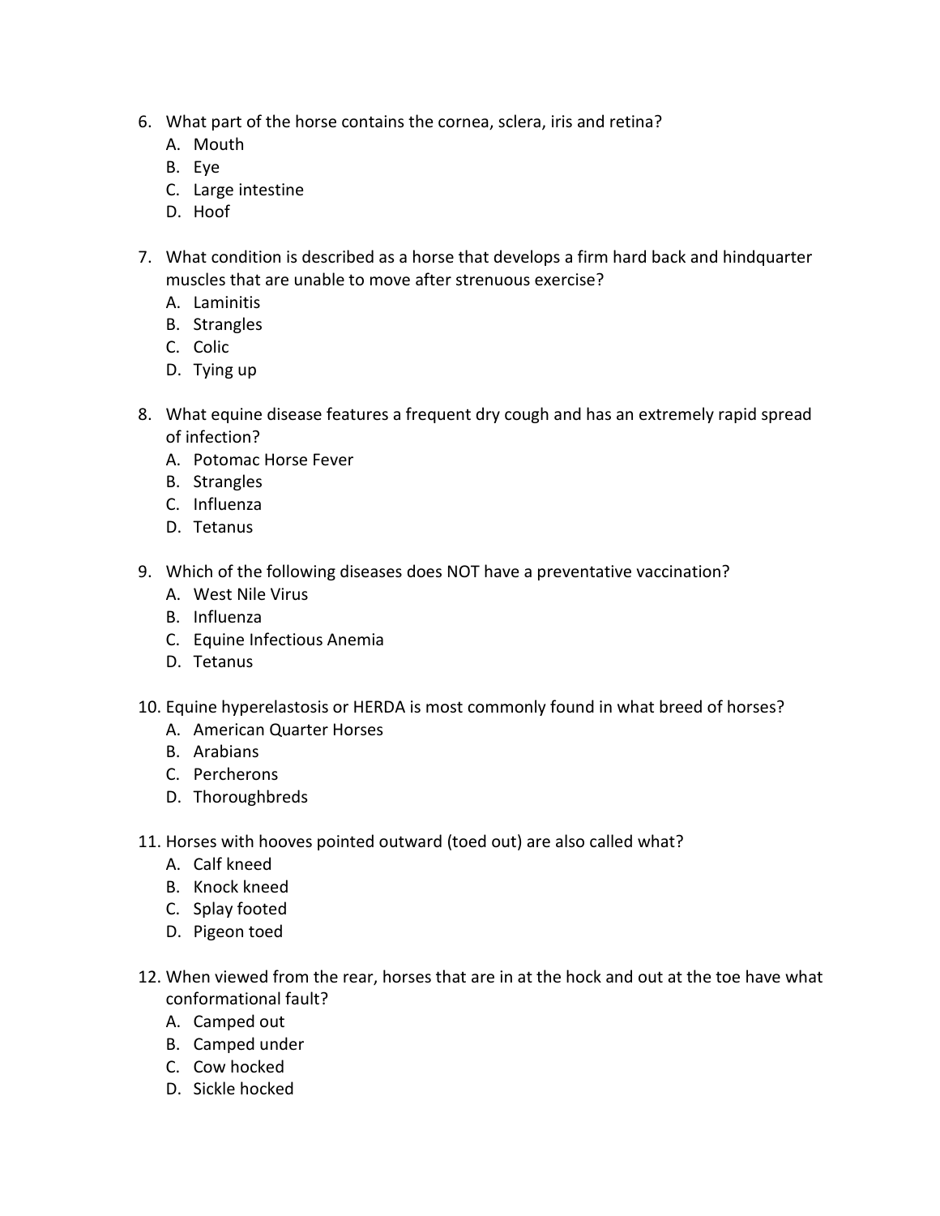6. What part of the horse contains the cornea, sclera, iris and retina?
   A. Mouth
   B. Eye
   C. Large intestine
   D. Hoof

7. What condition is described as a horse that develops a firm hard back and hindquarter muscles that are unable to move after strenuous exercise?
   A. Laminitis
   B. Strangles
   C. Colic
   D. Tying up

8. What equine disease features a frequent dry cough and has an extremely rapid spread of infection?
   A. Potomac Horse Fever
   B. Strangles
   C. Influenza
   D. Tetanus

9. Which of the following diseases does NOT have a preventative vaccination?
   A. West Nile Virus
   B. Influenza
   C. Equine Infectious Anemia
   D. Tetanus

10. Equine hyperelastosis or HERDA is most commonly found in what breed of horses?
    A. American Quarter Horses
    B. Arabians
    C. Percherons
    D. Thoroughbreds

11. Horses with hooves pointed outward (toed out) are also called what?
    A. Calf kneed
    B. Knock kneed
    C. Splay footed
    D. Pigeon toed

12. When viewed from the rear, horses that are in at the hock and out at the toe have what conformational fault?
    A. Camped out
    B. Camped under
    C. Cow hocked
    D. Sickle hocked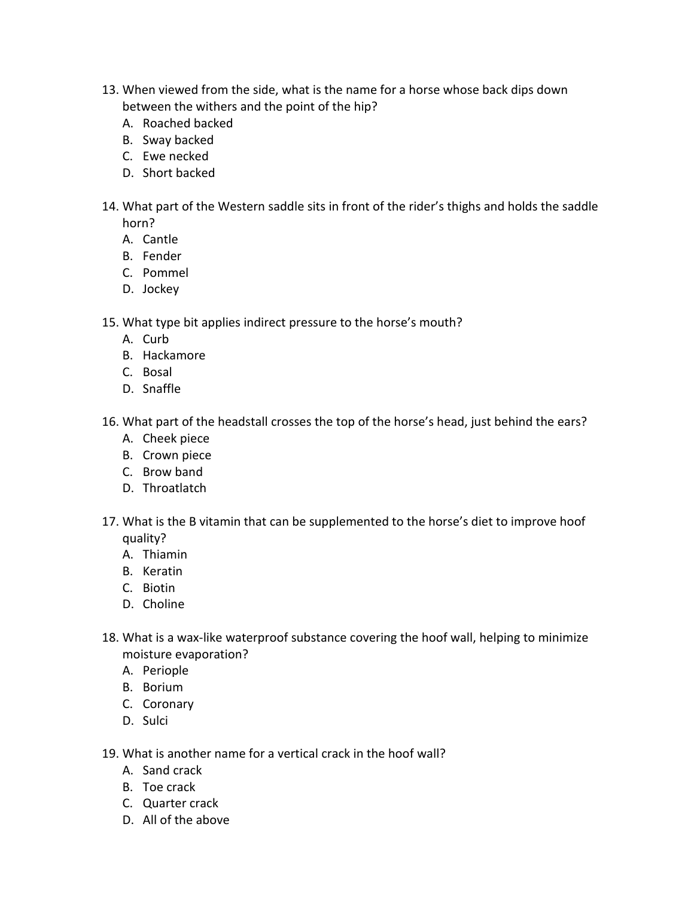13. When viewed from the side, what is the name for a horse whose back dips down between the withers and the point of the hip?
    A. Roached backed
    B. Sway backed
    C. Ewe necked
    D. Short backed

14. What part of the Western saddle sits in front of the rider's thighs and holds the saddle horn?
    A. Cantle
    B. Fender
    C. Pommel
    D. Jockey

15. What type bit applies indirect pressure to the horse's mouth?
    A. Curb
    B. Hackamore
    C. Bosal
    D. Snaffle

16. What part of the headstall crosses the top of the horse's head, just behind the ears?
    A. Cheek piece
    B. Crown piece
    C. Brow band
    D. Throatlatch

17. What is the B vitamin that can be supplemented to the horse's diet to improve hoof quality?
    A. Thiamin
    B. Keratin
    C. Biotin
    D. Choline

18. What is a wax-like waterproof substance covering the hoof wall, helping to minimize moisture evaporation?
    A. Periople
    B. Borium
    C. Coronary
    D. Sulci

19. What is another name for a vertical crack in the hoof wall?
    A. Sand crack
    B. Toe crack
    C. Quarter crack
    D. All of the above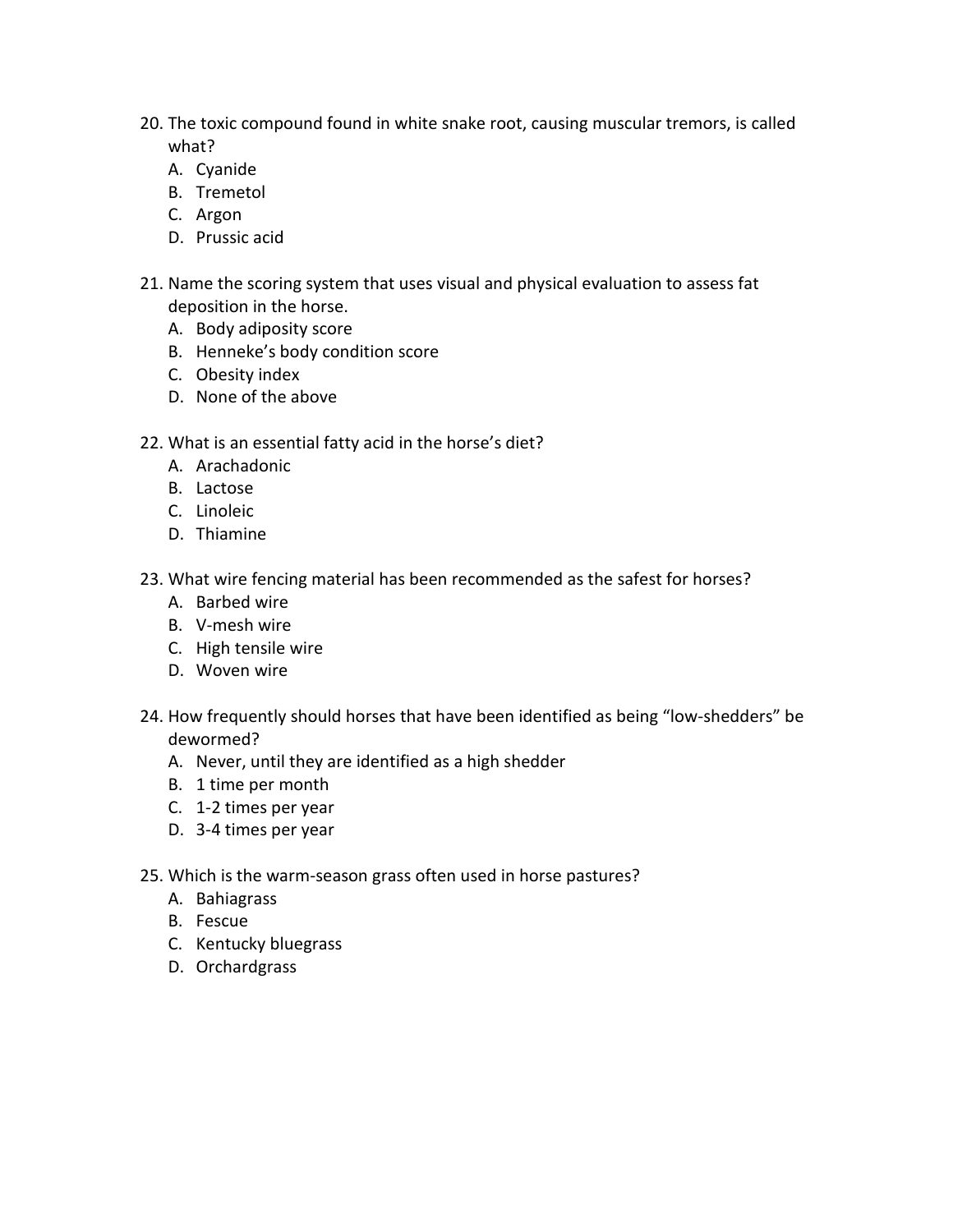20. The toxic compound found in white snake root, causing muscular tremors, is called what?
    A. Cyanide
    B. Tremetol
    C. Argon
    D. Prussic acid

21. Name the scoring system that uses visual and physical evaluation to assess fat deposition in the horse.
    A. Body adiposity score
    B. Henneke's body condition score
    C. Obesity index
    D. None of the above

22. What is an essential fatty acid in the horse's diet?
    A. Arachadonic
    B. Lactose
    C. Linoleic
    D. Thiamine

23. What wire fencing material has been recommended as the safest for horses?
    A. Barbed wire
    B. V-mesh wire
    C. High tensile wire
    D. Woven wire

24. How frequently should horses that have been identified as being "low-shedders" be dewormed?
    A. Never, until they are identified as a high shedder
    B. 1 time per month
    C. 1-2 times per year
    D. 3-4 times per year

25. Which is the warm-season grass often used in horse pastures?
    A. Bahiagrass
    B. Fescue
    C. Kentucky bluegrass
    D. Orchardgrass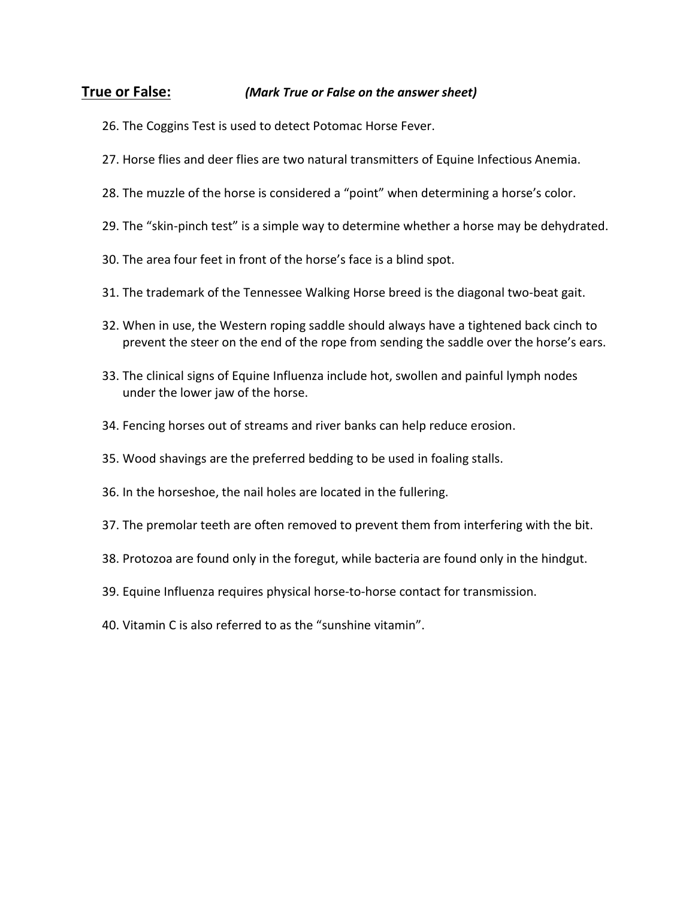**True or False:** ***(Mark True or False on the answer sheet)***

26. The Coggins Test is used to detect Potomac Horse Fever.
27. Horse flies and deer flies are two natural transmitters of Equine Infectious Anemia.
28. The muzzle of the horse is considered a "point" when determining a horse's color.
29. The "skin-pinch test" is a simple way to determine whether a horse may be dehydrated.
30. The area four feet in front of the horse's face is a blind spot.
31. The trademark of the Tennessee Walking Horse breed is the diagonal two-beat gait.
32. When in use, the Western roping saddle should always have a tightened back cinch to prevent the steer on the end of the rope from sending the saddle over the horse's ears.
33. The clinical signs of Equine Influenza include hot, swollen and painful lymph nodes under the lower jaw of the horse.
34. Fencing horses out of streams and river banks can help reduce erosion.
35. Wood shavings are the preferred bedding to be used in foaling stalls.
36. In the horseshoe, the nail holes are located in the fullering.
37. The premolar teeth are often removed to prevent them from interfering with the bit.
38. Protozoa are found only in the foregut, while bacteria are found only in the hindgut.
39. Equine Influenza requires physical horse-to-horse contact for transmission.
40. Vitamin C is also referred to as the "sunshine vitamin".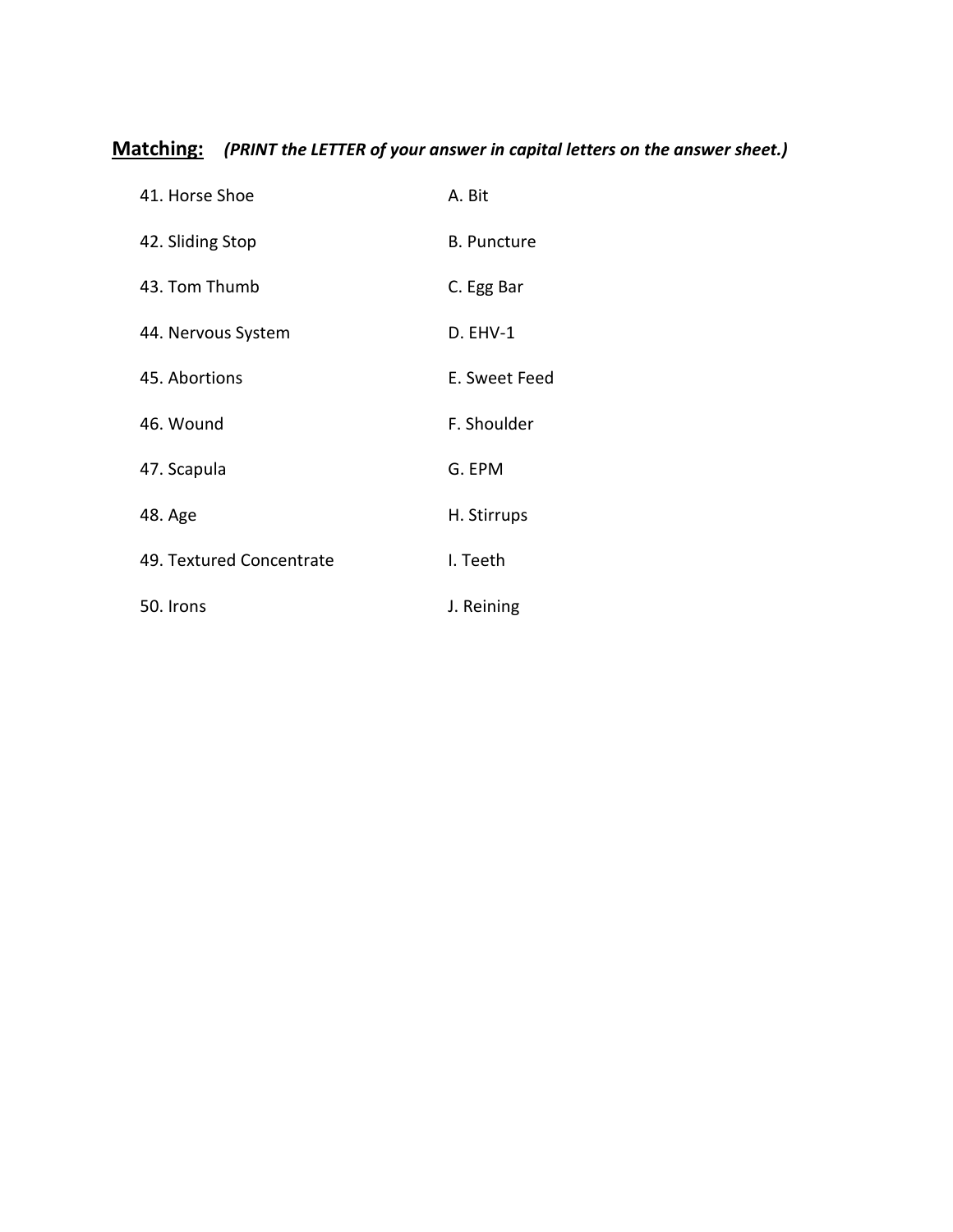**Matching:** ***(PRINT the LETTER of your answer in capital letters on the answer sheet.)***

| | |
|---|---|
| 41. Horse Shoe | A. Bit |
| 42. Sliding Stop | B. Puncture |
| 43. Tom Thumb | C. Egg Bar |
| 44. Nervous System | D. EHV-1 |
| 45. Abortions | E. Sweet Feed |
| 46. Wound | F. Shoulder |
| 47. Scapula | G. EPM |
| 48. Age | H. Stirrups |
| 49. Textured Concentrate | I. Teeth |
| 50. Irons | J. Reining |